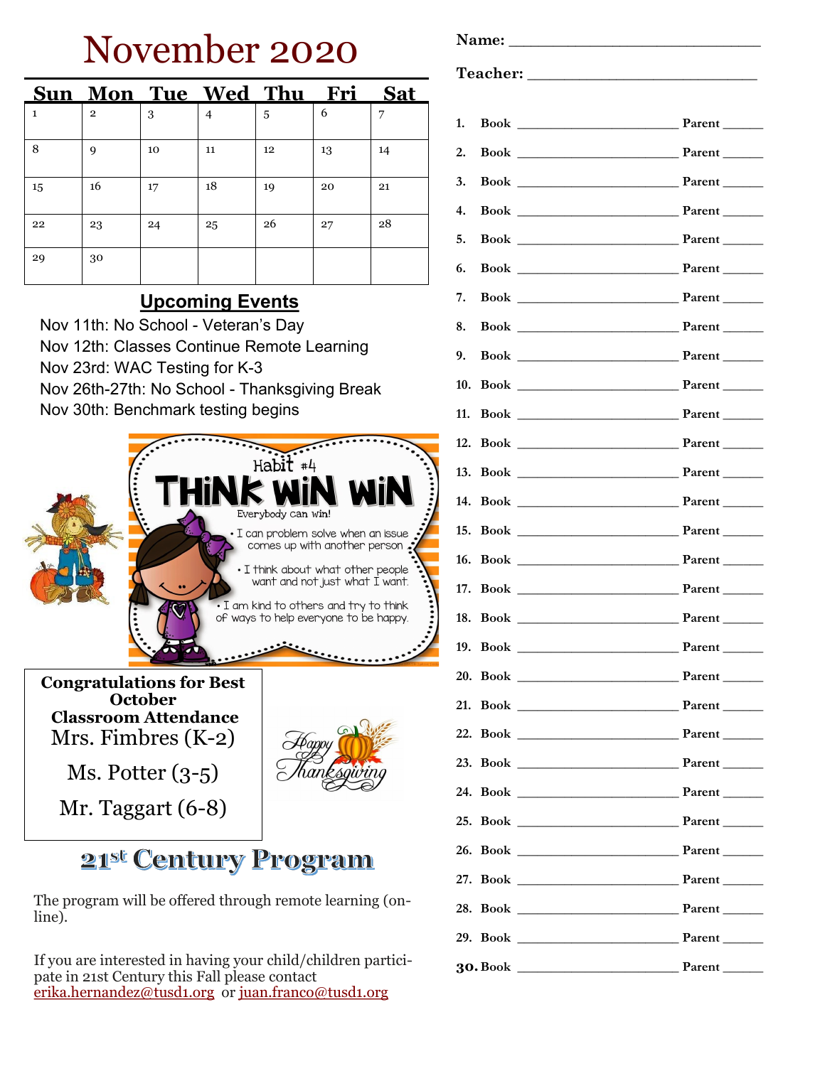# November 2020

| Sun | Mon | Tue | Wed | Thu | Fri | Sat |
|---|---|---|---|---|---|---|
| 1 | 2 | 3 | 4 | 5 | 6 | 7 |
| 8 | 9 | 10 | 11 | 12 | 13 | 14 |
| 15 | 16 | 17 | 18 | 19 | 20 | 21 |
| 22 | 23 | 24 | 25 | 26 | 27 | 28 |
| 29 | 30 | | | | | |

## Upcoming Events

Nov 11th: No School - Veteran's Day
Nov 12th: Classes Continue Remote Learning
Nov 23rd: WAC Testing for K-3
Nov 26th-27th: No School - Thanksgiving Break
Nov 30th: Benchmark testing begins

Habit #4

**THINK WIN WIN**

Everybody can win!

- I can problem solve when an issue comes up with another person
- I think about what other people want and not just what I want.
- I am kind to others and try to think of ways to help everyone to be happy.

**Congratulations for Best October Classroom Attendance**

Mrs. Fimbres (K-2)

Ms. Potter (3-5)

Mr. Taggart (6-8)

Happy Thanksgiving

## 21st Century Program

The program will be offered through remote learning (online).

If you are interested in having your child/children participate in 21st Century this Fall please contact erika.hernandez@tusd1.org or juan.franco@tusd1.org

**Name:** ______________________________

**Teacher:** ____________________________

1. **Book** ______________________ **Parent** ______
2. **Book** ______________________ **Parent** ______
3. **Book** ______________________ **Parent** ______
4. **Book** ______________________ **Parent** ______
5. **Book** ______________________ **Parent** ______
6. **Book** ______________________ **Parent** ______
7. **Book** ______________________ **Parent** ______
8. **Book** ______________________ **Parent** ______
9. **Book** ______________________ **Parent** ______
10. **Book** ______________________ **Parent** ______
11. **Book** ______________________ **Parent** ______
12. **Book** ______________________ **Parent** ______
13. **Book** ______________________ **Parent** ______
14. **Book** ______________________ **Parent** ______
15. **Book** ______________________ **Parent** ______
16. **Book** ______________________ **Parent** ______
17. **Book** ______________________ **Parent** ______
18. **Book** ______________________ **Parent** ______
19. **Book** ______________________ **Parent** ______
20. **Book** ______________________ **Parent** ______
21. **Book** ______________________ **Parent** ______
22. **Book** ______________________ **Parent** ______
23. **Book** ______________________ **Parent** ______
24. **Book** ______________________ **Parent** ______
25. **Book** ______________________ **Parent** ______
26. **Book** ______________________ **Parent** ______
27. **Book** ______________________ **Parent** ______
28. **Book** ______________________ **Parent** ______
29. **Book** ______________________ **Parent** ______
30. **Book** ______________________ **Parent** ______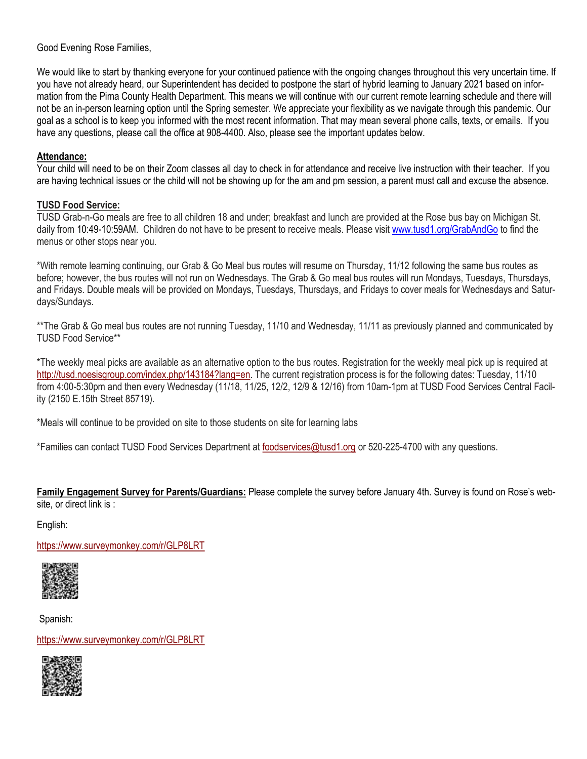Good Evening Rose Families,

We would like to start by thanking everyone for your continued patience with the ongoing changes throughout this very uncertain time. If you have not already heard, our Superintendent has decided to postpone the start of hybrid learning to January 2021 based on information from the Pima County Health Department. This means we will continue with our current remote learning schedule and there will not be an in-person learning option until the Spring semester. We appreciate your flexibility as we navigate through this pandemic. Our goal as a school is to keep you informed with the most recent information. That may mean several phone calls, texts, or emails. If you have any questions, please call the office at 908-4400. Also, please see the important updates below.

**Attendance:**
Your child will need to be on their Zoom classes all day to check in for attendance and receive live instruction with their teacher. If you are having technical issues or the child will not be showing up for the am and pm session, a parent must call and excuse the absence.

**TUSD Food Service:**
TUSD Grab-n-Go meals are free to all children 18 and under; breakfast and lunch are provided at the Rose bus bay on Michigan St. daily from 10:49-10:59AM. Children do not have to be present to receive meals. Please visit www.tusd1.org/GrabAndGo to find the menus or other stops near you.

*With remote learning continuing, our Grab & Go Meal bus routes will resume on Thursday, 11/12 following the same bus routes as before; however, the bus routes will not run on Wednesdays. The Grab & Go meal bus routes will run Mondays, Tuesdays, Thursdays, and Fridays. Double meals will be provided on Mondays, Tuesdays, Thursdays, and Fridays to cover meals for Wednesdays and Saturdays/Sundays.

**The Grab & Go meal bus routes are not running Tuesday, 11/10 and Wednesday, 11/11 as previously planned and communicated by TUSD Food Service**

*The weekly meal picks are available as an alternative option to the bus routes. Registration for the weekly meal pick up is required at http://tusd.noesisgroup.com/index.php/143184?lang=en. The current registration process is for the following dates: Tuesday, 11/10 from 4:00-5:30pm and then every Wednesday (11/18, 11/25, 12/2, 12/9 & 12/16) from 10am-1pm at TUSD Food Services Central Facility (2150 E.15th Street 85719).

*Meals will continue to be provided on site to those students on site for learning labs

*Families can contact TUSD Food Services Department at foodservices@tusd1.org or 520-225-4700 with any questions.

**Family Engagement Survey for Parents/Guardians:** Please complete the survey before January 4th. Survey is found on Rose's website, or direct link is :

English:

https://www.surveymonkey.com/r/GLP8LRT

Spanish:

https://www.surveymonkey.com/r/GLP8LRT